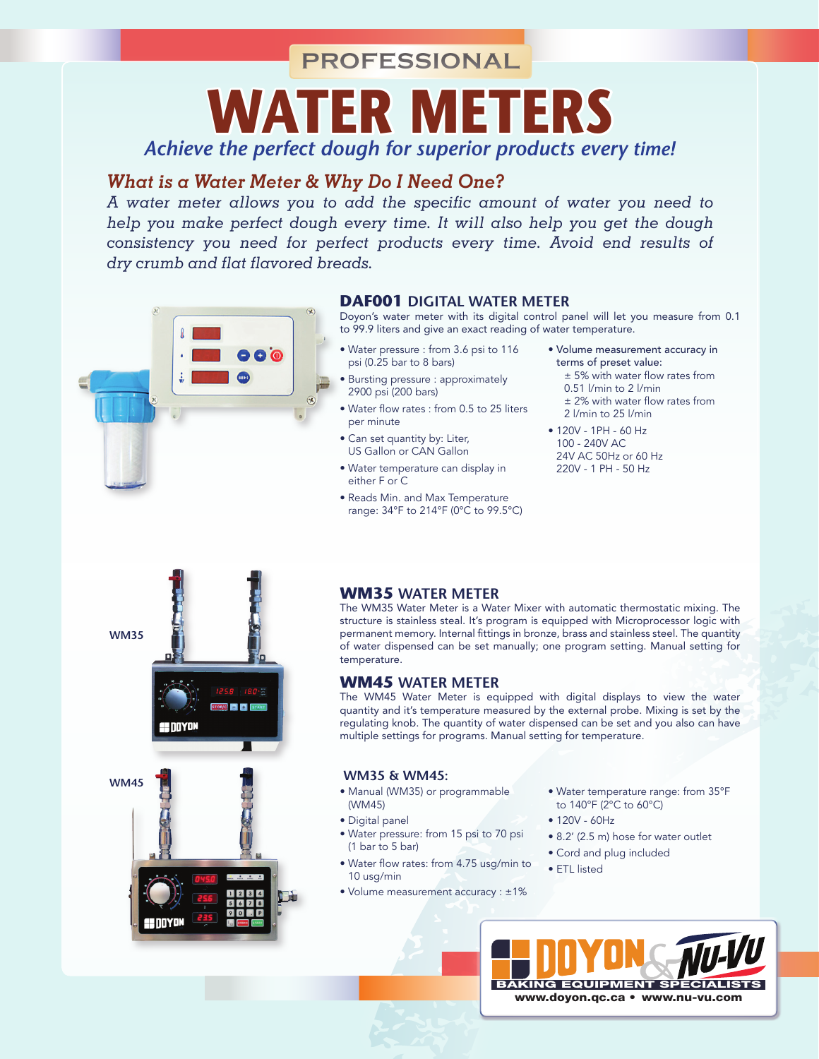PROFESSIONAL

# WATER METERS

*Achieve the perfect dough for superior products every time!*

## *What is a Water Meter & Why Do I Need One?*

*A water meter allows you to add the specific amount of water you need to help you make perfect dough every time. It will also help you get the dough consistency you need for perfect products every time. Avoid end results of dry crumb and flat flavored breads.*

### DAF001 DIGITAL WATER METER

Doyon's water meter with its digital control panel will let you measure from 0.1 to 99.9 liters and give an exact reading of water temperature.

- Water pressure : from 3.6 psi to 116 psi (0.25 bar to 8 bars)
- Bursting pressure : approximately 2900 psi (200 bars)
- Water flow rates : from 0.5 to 25 liters per minute
- Can set quantity by: Liter, US Gallon or CAN Gallon
- Water temperature can display in either F or C
- Reads Min. and Max Temperature range: 34°F to 214°F (0°C to 99.5°C)
- Volume measurement accuracy in terms of preset value:
  - ± 5% with water flow rates from 0.51 l/min to 2 l/min
  - ± 2% with water flow rates from 2 l/min to 25 l/min
- 120V - 1PH - 60 Hz
  100 - 240V AC
  24V AC 50Hz or 60 Hz
  220V - 1 PH - 50 Hz

WM35

WM45

### WM35 WATER METER

The WM35 Water Meter is a Water Mixer with automatic thermostatic mixing. The structure is stainless steal. It's program is equipped with Microprocessor logic with permanent memory. Internal fittings in bronze, brass and stainless steel. The quantity of water dispensed can be set manually; one program setting. Manual setting for temperature.

### WM45 WATER METER

The WM45 Water Meter is equipped with digital displays to view the water quantity and it's temperature measured by the external probe. Mixing is set by the regulating knob. The quantity of water dispensed can be set and you also can have multiple settings for programs. Manual setting for temperature.

### WM35 & WM45:

- Manual (WM35) or programmable (WM45)
- Digital panel
- Water pressure: from 15 psi to 70 psi (1 bar to 5 bar)
- Water flow rates: from 4.75 usg/min to 10 usg/min
- Volume measurement accuracy : ±1%
- Water temperature range: from 35°F to 140°F (2°C to 60°C)
- 120V - 60Hz
- 8.2' (2.5 m) hose for water outlet
- Cord and plug included
- ETL listed

DOYON & NU-VU
BAKING EQUIPMENT SPECIALISTS
www.doyon.qc.ca • www.nu-vu.com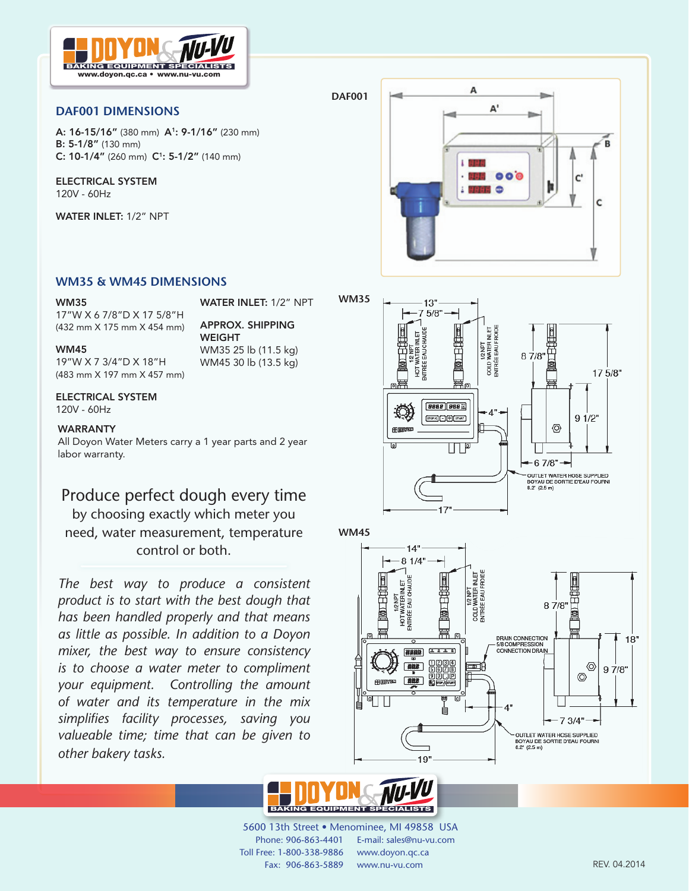www.doyon.qc.ca • www.nu-vu.com

## DAF001 DIMENSIONS

**A: 16-15/16"** (380 mm) **A[1]: 9-1/16"** (230 mm)
**B: 5-1/8"** (130 mm)
**C: 10-1/4"** (260 mm) **C[1]: 5-1/2"** (140 mm)

**ELECTRICAL SYSTEM**
120V - 60Hz

**WATER INLET:** 1/2" NPT

DAF001

A
A'
B
C'
C

## WM35 & WM45 DIMENSIONS

**WM35**
17"W X 6 7/8"D X 17 5/8"H
(432 mm X 175 mm X 454 mm)

**WM45**
19"W X 7 3/4"D X 18"H
(483 mm X 197 mm X 457 mm)

**WATER INLET:** 1/2" NPT

**APPROX. SHIPPING WEIGHT**
WM35 25 lb (11.5 kg)
WM45 30 lb (13.5 kg)

**ELECTRICAL SYSTEM**
120V - 60Hz

**WARRANTY**
All Doyon Water Meters carry a 1 year parts and 2 year labor warranty.

WM35

13"
7 5/8"
1/2 NPT HOT WATER INLET ENTRÉE EAU CHAUDE
1/2 NPT COLD WATER INLET ENTRÉE EAU FROIDE
8 7/8"
17 5/8"
9 1/2"
4"
6 7/8"
OUTLET WATER HOSE SUPPLIED BOYAU DE SORTIE D'EAU FOURNI 8.2' (2.5 m)
17"

WM45

14"
8 1/4"
1/2 NPT HOT WATER INLET ENTRÉE EAU CHAUDE
1/2 NPT COLD WATER INLET ENTRÉE EAU FROIDE
8 7/8"
DRAIN CONNECTION 5/8 COMPRESSION CONNECTION DRAIN
18"
9 7/8"
4"
7 3/4"
OUTLET WATER HOSE SUPPLIED BOYAU DE SORTIE D'EAU FOURNI 8.2' (2.5 m)
19"

Produce perfect dough every time by choosing exactly which meter you need, water measurement, temperature control or both.

*The best way to produce a consistent product is to start with the best dough that has been handled properly and that means as little as possible. In addition to a Doyon mixer, the best way to ensure consistency is to choose a water meter to compliment your equipment. Controlling the amount of water and its temperature in the mix simplifies facility processes, saving you valueable time; time that can be given to other bakery tasks.*

DOYON & NU-VU BAKING EQUIPMENT SPECIALISTS

5600 13th Street • Menominee, MI 49858 USA
Phone: 906-863-4401 E-mail: sales@nu-vu.com
Toll Free: 1-800-338-9886 www.doyon.qc.ca
Fax: 906-863-5889 www.nu-vu.com

REV. 04.2014